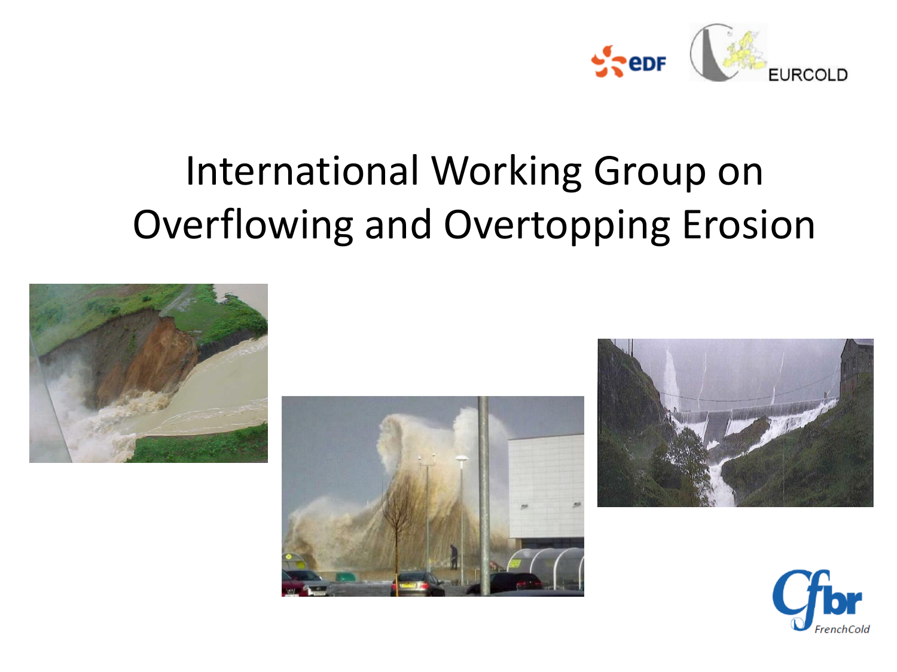# International Working Group on Overflowing and Overtopping Erosion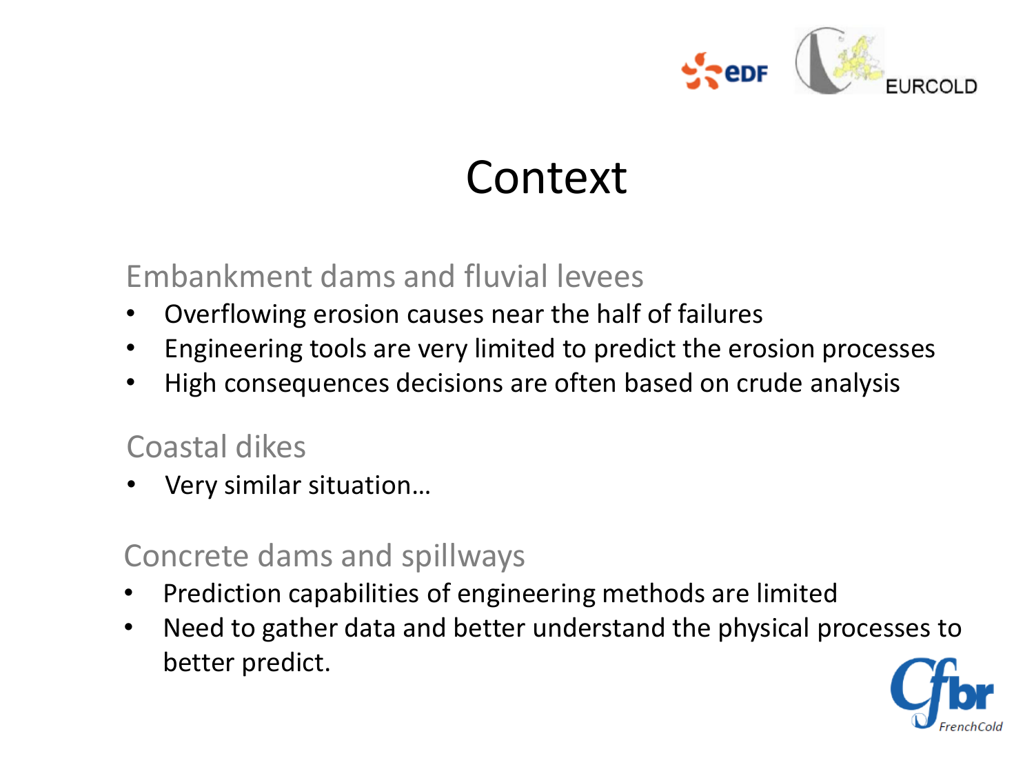# Context

## Embankment dams and fluvial levees

- Overflowing erosion causes near the half of failures
- Engineering tools are very limited to predict the erosion processes
- High consequences decisions are often based on crude analysis

## Coastal dikes

- Very similar situation…

## Concrete dams and spillways

- Prediction capabilities of engineering methods are limited
- Need to gather data and better understand the physical processes to better predict.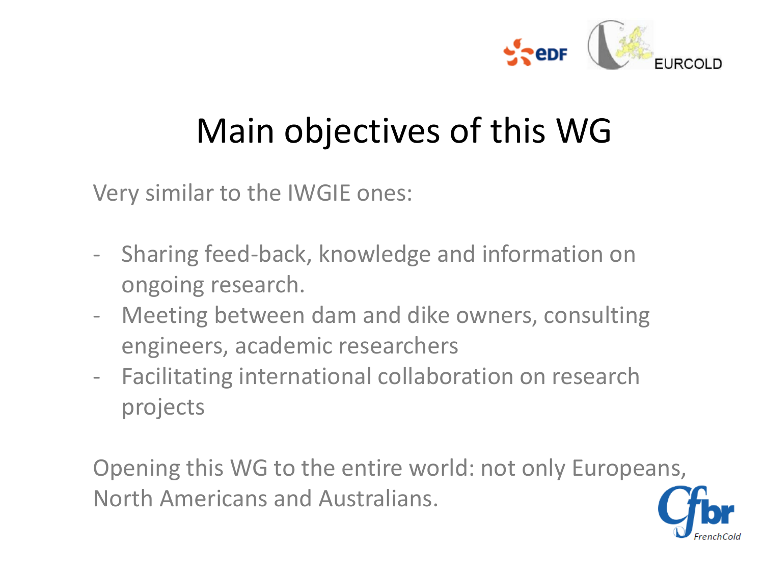# Main objectives of this WG

Very similar to the IWGIE ones:

- Sharing feed-back, knowledge and information on ongoing research.
- Meeting between dam and dike owners, consulting engineers, academic researchers
- Facilitating international collaboration on research projects

Opening this WG to the entire world: not only Europeans, North Americans and Australians.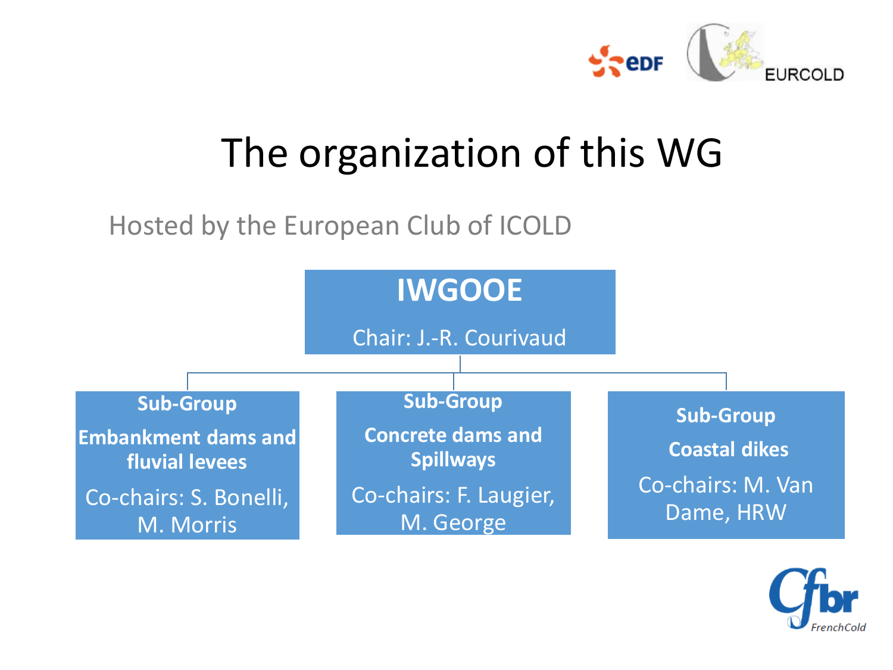# The organization of this WG

Hosted by the European Club of ICOLD

**IWGOOE**

Chair: J.-R. Courivaud

**Sub-Group**

**Embankment dams and fluvial levees**

Co-chairs: S. Bonelli, M. Morris

**Sub-Group**

**Concrete dams and Spillways**

Co-chairs: F. Laugier, M. George

**Sub-Group**

**Coastal dikes**

Co-chairs: M. Van Dame, HRW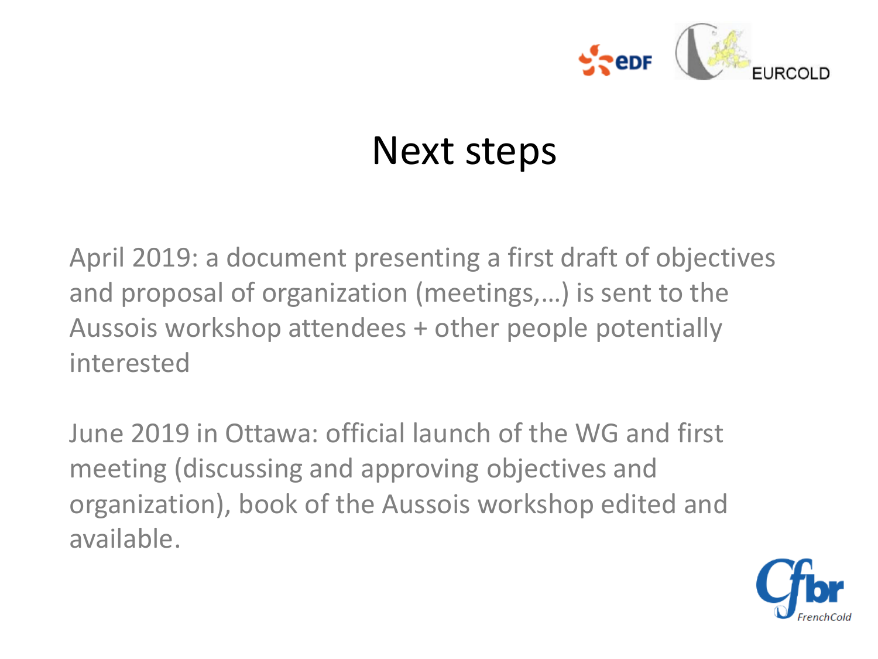# Next steps

April 2019: a document presenting a first draft of objectives and proposal of organization (meetings,…) is sent to the Aussois workshop attendees + other people potentially interested

June 2019 in Ottawa: official launch of the WG and first meeting (discussing and approving objectives and organization), book of the Aussois workshop edited and available.